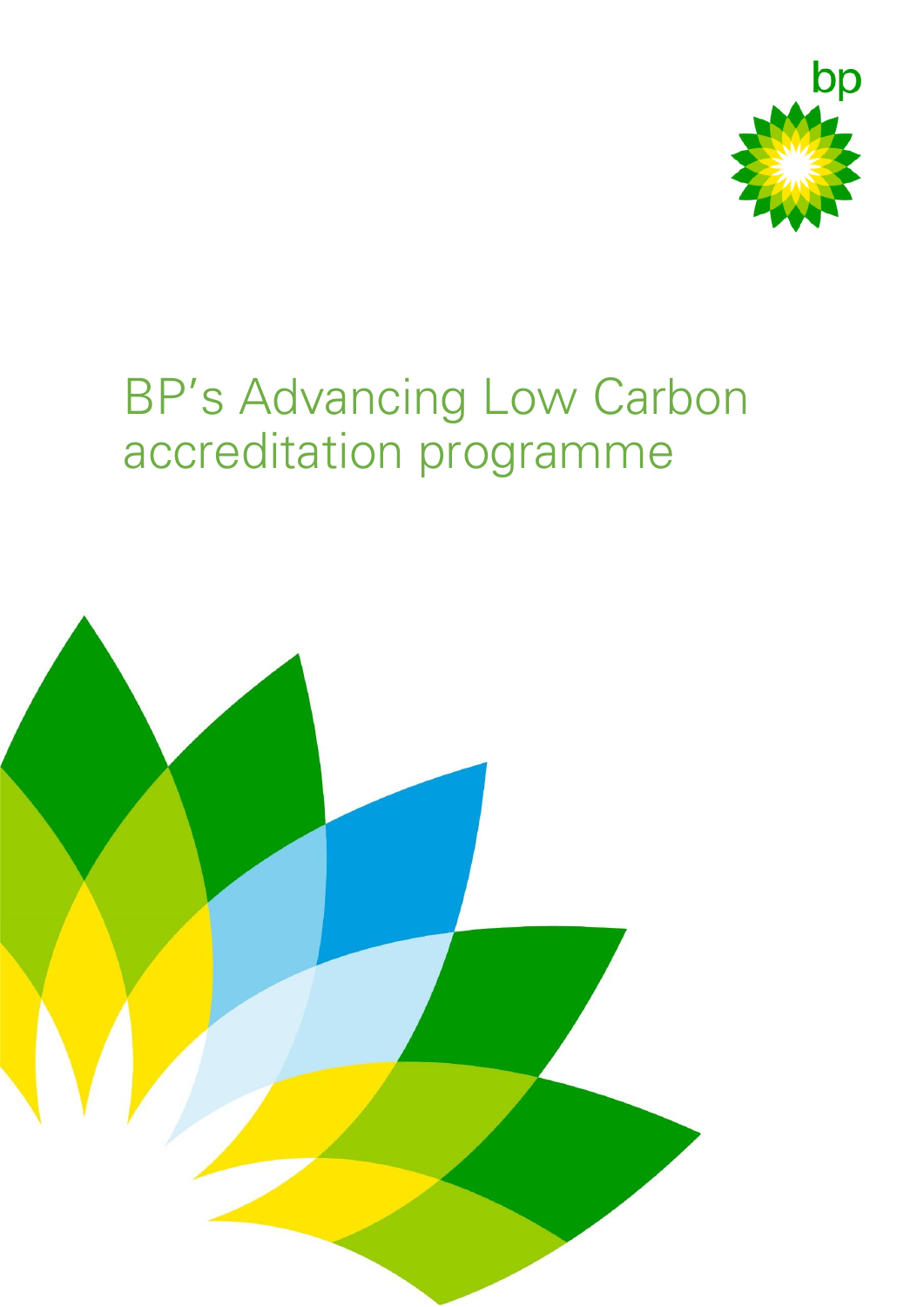# BP's Advancing Low Carbon accreditation programme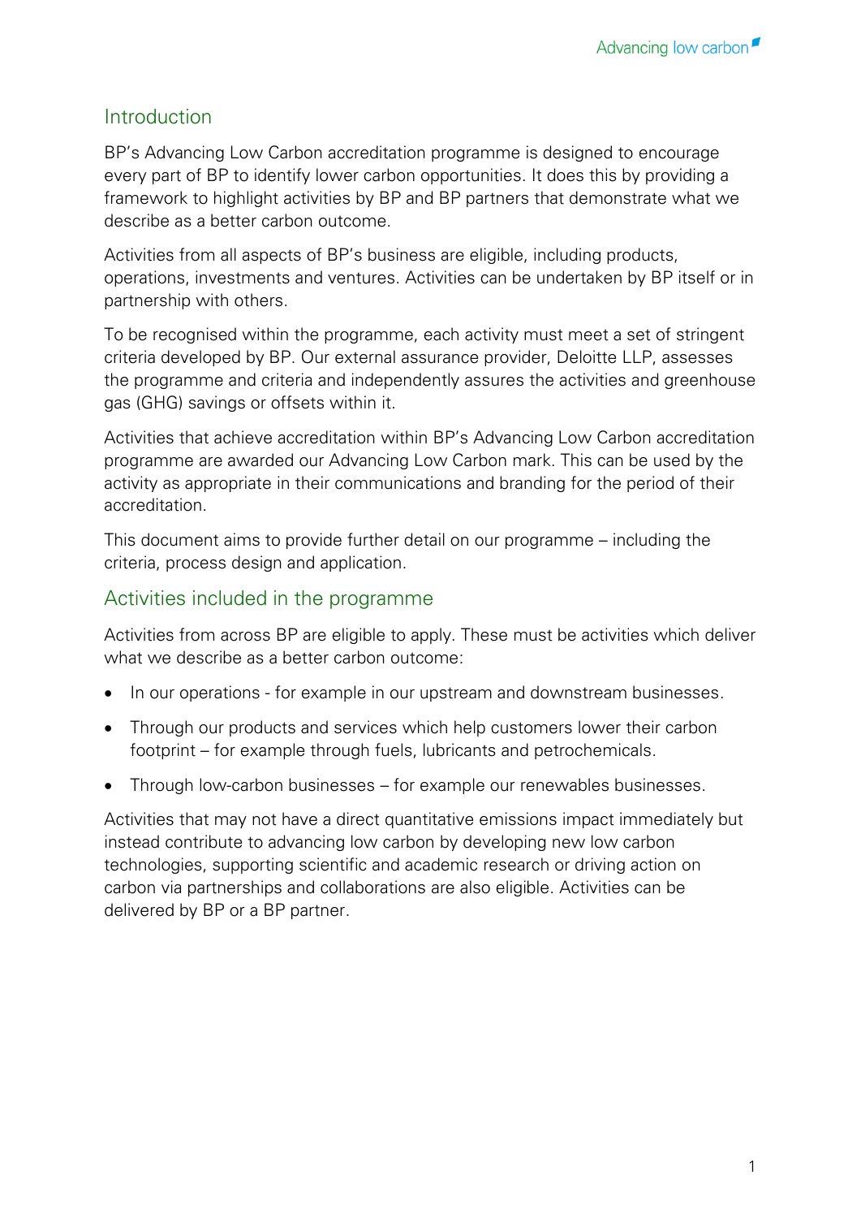## Introduction

BP's Advancing Low Carbon accreditation programme is designed to encourage every part of BP to identify lower carbon opportunities. It does this by providing a framework to highlight activities by BP and BP partners that demonstrate what we describe as a better carbon outcome.

Activities from all aspects of BP's business are eligible, including products, operations, investments and ventures. Activities can be undertaken by BP itself or in partnership with others.

To be recognised within the programme, each activity must meet a set of stringent criteria developed by BP. Our external assurance provider, Deloitte LLP, assesses the programme and criteria and independently assures the activities and greenhouse gas (GHG) savings or offsets within it.

Activities that achieve accreditation within BP's Advancing Low Carbon accreditation programme are awarded our Advancing Low Carbon mark. This can be used by the activity as appropriate in their communications and branding for the period of their accreditation.

This document aims to provide further detail on our programme – including the criteria, process design and application.

## Activities included in the programme

Activities from across BP are eligible to apply. These must be activities which deliver what we describe as a better carbon outcome:

- In our operations - for example in our upstream and downstream businesses.
- Through our products and services which help customers lower their carbon footprint – for example through fuels, lubricants and petrochemicals.
- Through low-carbon businesses – for example our renewables businesses.

Activities that may not have a direct quantitative emissions impact immediately but instead contribute to advancing low carbon by developing new low carbon technologies, supporting scientific and academic research or driving action on carbon via partnerships and collaborations are also eligible. Activities can be delivered by BP or a BP partner.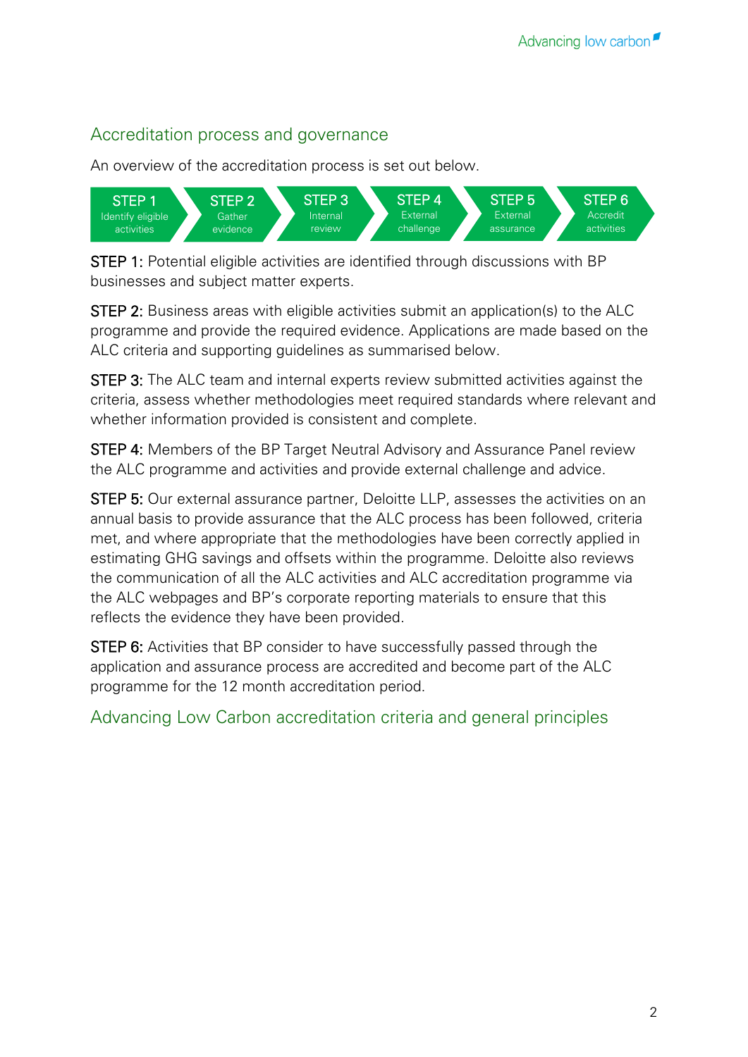## Accreditation process and governance

An overview of the accreditation process is set out below.

| STEP 1 | STEP 2 | STEP 3 | STEP 4 | STEP 5 | STEP 6 |
|---|---|---|---|---|---|
| Identify eligible activities | Gather evidence | Internal review | External challenge | External assurance | Accredit activities |

**STEP 1:** Potential eligible activities are identified through discussions with BP businesses and subject matter experts.

**STEP 2:** Business areas with eligible activities submit an application(s) to the ALC programme and provide the required evidence. Applications are made based on the ALC criteria and supporting guidelines as summarised below.

**STEP 3:** The ALC team and internal experts review submitted activities against the criteria, assess whether methodologies meet required standards where relevant and whether information provided is consistent and complete.

**STEP 4:** Members of the BP Target Neutral Advisory and Assurance Panel review the ALC programme and activities and provide external challenge and advice.

**STEP 5:** Our external assurance partner, Deloitte LLP, assesses the activities on an annual basis to provide assurance that the ALC process has been followed, criteria met, and where appropriate that the methodologies have been correctly applied in estimating GHG savings and offsets within the programme. Deloitte also reviews the communication of all the ALC activities and ALC accreditation programme via the ALC webpages and BP's corporate reporting materials to ensure that this reflects the evidence they have been provided.

**STEP 6:** Activities that BP consider to have successfully passed through the application and assurance process are accredited and become part of the ALC programme for the 12 month accreditation period.

## Advancing Low Carbon accreditation criteria and general principles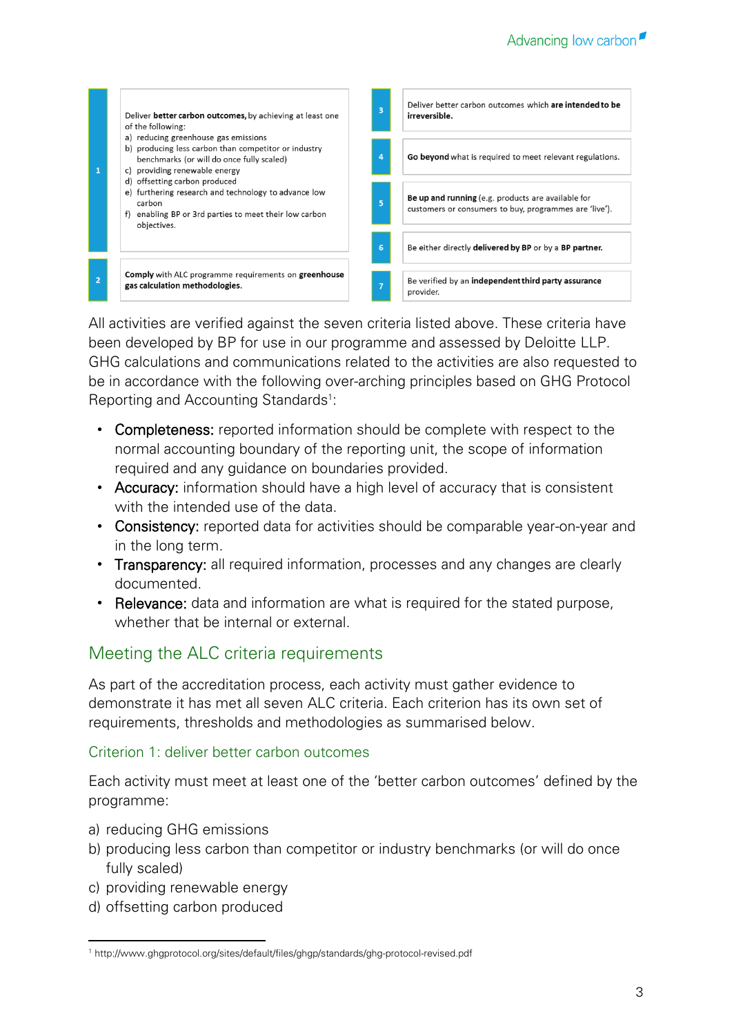| No. | Criterion |
|---|---|
| 1 | Deliver **better carbon outcomes,** by achieving at least one of the following:<br>a) reducing greenhouse gas emissions<br>b) producing less carbon than competitor or industry benchmarks (or will do once fully scaled)<br>c) providing renewable energy<br>d) offsetting carbon produced<br>e) furthering research and technology to advance low carbon<br>f) enabling BP or 3rd parties to meet their low carbon objectives. |
| 2 | **Comply** with ALC programme requirements on **greenhouse gas calculation methodologies.** |
| 3 | Deliver better carbon outcomes which **are intended to be irreversible.** |
| 4 | **Go beyond** what is required to meet relevant regulations. |
| 5 | **Be up and running** (e.g. products are available for customers or consumers to buy, programmes are 'live'). |
| 6 | Be either directly **delivered by BP** or by a **BP partner.** |
| 7 | Be verified by an **independent third party assurance** provider. |

All activities are verified against the seven criteria listed above. These criteria have been developed by BP for use in our programme and assessed by Deloitte LLP. GHG calculations and communications related to the activities are also requested to be in accordance with the following over-arching principles based on GHG Protocol Reporting and Accounting Standards[1]:

- Completeness: reported information should be complete with respect to the normal accounting boundary of the reporting unit, the scope of information required and any guidance on boundaries provided.
- Accuracy: information should have a high level of accuracy that is consistent with the intended use of the data.
- Consistency: reported data for activities should be comparable year-on-year and in the long term.
- Transparency: all required information, processes and any changes are clearly documented.
- Relevance: data and information are what is required for the stated purpose, whether that be internal or external.

## Meeting the ALC criteria requirements

As part of the accreditation process, each activity must gather evidence to demonstrate it has met all seven ALC criteria. Each criterion has its own set of requirements, thresholds and methodologies as summarised below.

### Criterion 1: deliver better carbon outcomes

Each activity must meet at least one of the 'better carbon outcomes' defined by the programme:

a) reducing GHG emissions
b) producing less carbon than competitor or industry benchmarks (or will do once fully scaled)
c) providing renewable energy
d) offsetting carbon produced

[1] http://www.ghgprotocol.org/sites/default/files/ghgp/standards/ghg-protocol-revised.pdf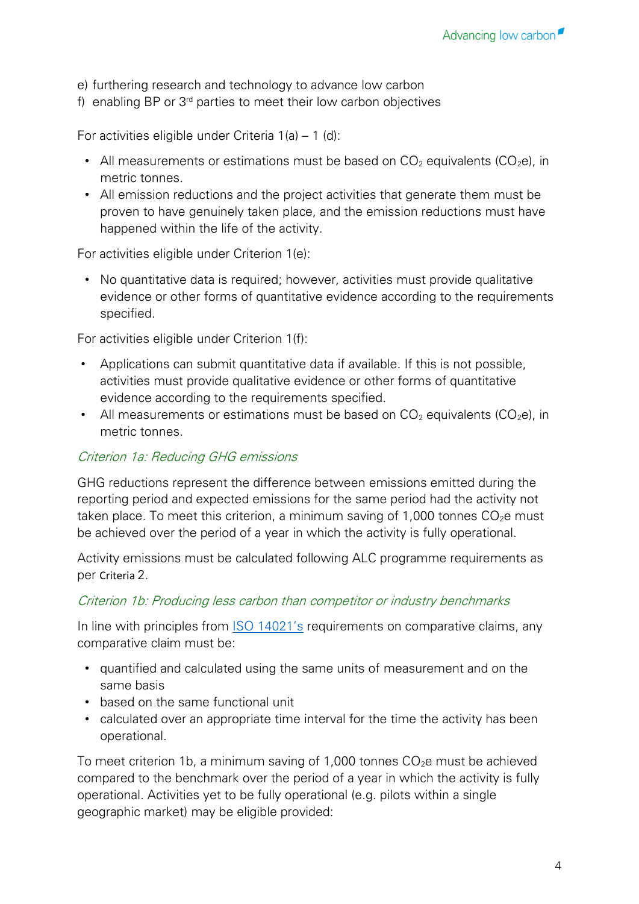e) furthering research and technology to advance low carbon
f) enabling BP or 3rd parties to meet their low carbon objectives

For activities eligible under Criteria 1(a) – 1 (d):

- All measurements or estimations must be based on $CO_2$ equivalents ($CO_2$e), in metric tonnes.
- All emission reductions and the project activities that generate them must be proven to have genuinely taken place, and the emission reductions must have happened within the life of the activity.

For activities eligible under Criterion 1(e):

- No quantitative data is required; however, activities must provide qualitative evidence or other forms of quantitative evidence according to the requirements specified.

For activities eligible under Criterion 1(f):

- Applications can submit quantitative data if available. If this is not possible, activities must provide qualitative evidence or other forms of quantitative evidence according to the requirements specified.
- All measurements or estimations must be based on $CO_2$ equivalents ($CO_2$e), in metric tonnes.

*Criterion 1a: Reducing GHG emissions*

GHG reductions represent the difference between emissions emitted during the reporting period and expected emissions for the same period had the activity not taken place. To meet this criterion, a minimum saving of 1,000 tonnes $CO_2$e must be achieved over the period of a year in which the activity is fully operational.

Activity emissions must be calculated following ALC programme requirements as per Criteria 2.

*Criterion 1b: Producing less carbon than competitor or industry benchmarks*

In line with principles from [ISO 14021's] requirements on comparative claims, any comparative claim must be:

- quantified and calculated using the same units of measurement and on the same basis
- based on the same functional unit
- calculated over an appropriate time interval for the time the activity has been operational.

To meet criterion 1b, a minimum saving of 1,000 tonnes $CO_2$e must be achieved compared to the benchmark over the period of a year in which the activity is fully operational. Activities yet to be fully operational (e.g. pilots within a single geographic market) may be eligible provided: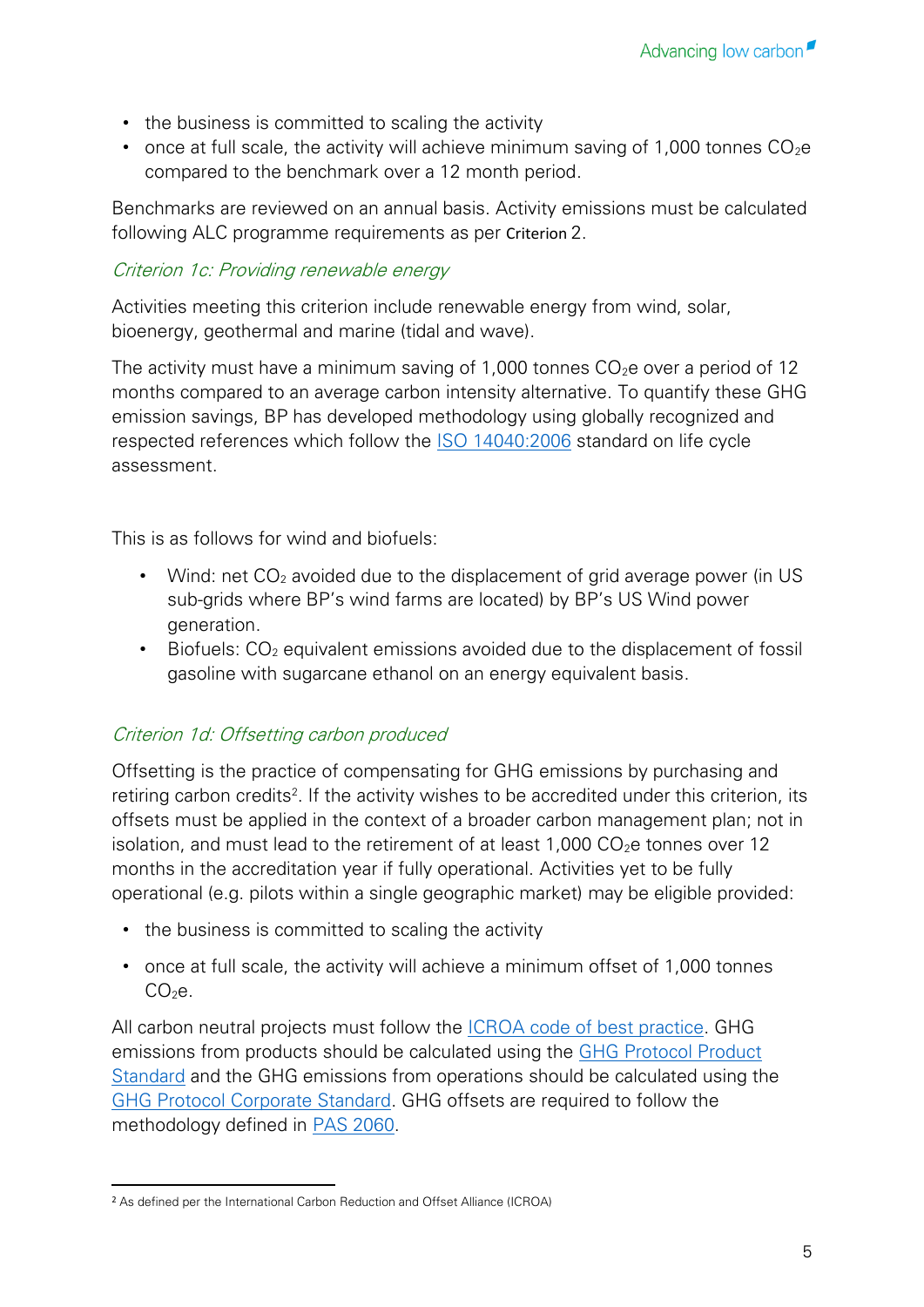- the business is committed to scaling the activity
- once at full scale, the activity will achieve minimum saving of 1,000 tonnes $CO_2e$ compared to the benchmark over a 12 month period.

Benchmarks are reviewed on an annual basis. Activity emissions must be calculated following ALC programme requirements as per Criterion 2.

*Criterion 1c: Providing renewable energy*

Activities meeting this criterion include renewable energy from wind, solar, bioenergy, geothermal and marine (tidal and wave).

The activity must have a minimum saving of 1,000 tonnes $CO_2e$ over a period of 12 months compared to an average carbon intensity alternative. To quantify these GHG emission savings, BP has developed methodology using globally recognized and respected references which follow the ISO 14040:2006 standard on life cycle assessment.

This is as follows for wind and biofuels:

- Wind: net $CO_2$ avoided due to the displacement of grid average power (in US sub-grids where BP's wind farms are located) by BP's US Wind power generation.
- Biofuels: $CO_2$ equivalent emissions avoided due to the displacement of fossil gasoline with sugarcane ethanol on an energy equivalent basis.

*Criterion 1d: Offsetting carbon produced*

Offsetting is the practice of compensating for GHG emissions by purchasing and retiring carbon credits[2]. If the activity wishes to be accredited under this criterion, its offsets must be applied in the context of a broader carbon management plan; not in isolation, and must lead to the retirement of at least 1,000 $CO_2e$ tonnes over 12 months in the accreditation year if fully operational. Activities yet to be fully operational (e.g. pilots within a single geographic market) may be eligible provided:

- the business is committed to scaling the activity
- once at full scale, the activity will achieve a minimum offset of 1,000 tonnes $CO_2e$.

All carbon neutral projects must follow the ICROA code of best practice. GHG emissions from products should be calculated using the GHG Protocol Product Standard and the GHG emissions from operations should be calculated using the GHG Protocol Corporate Standard. GHG offsets are required to follow the methodology defined in PAS 2060.

[2] As defined per the International Carbon Reduction and Offset Alliance (ICROA)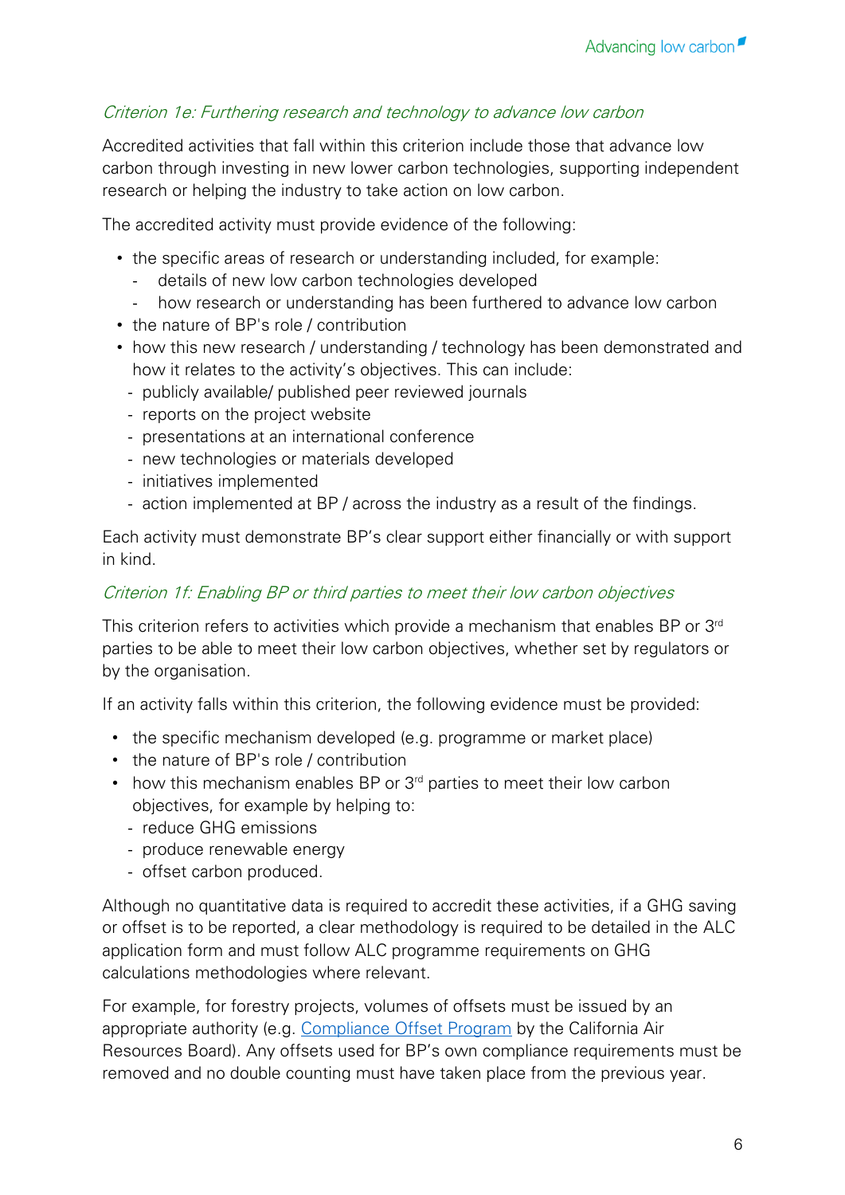*Criterion 1e: Furthering research and technology to advance low carbon*

Accredited activities that fall within this criterion include those that advance low carbon through investing in new lower carbon technologies, supporting independent research or helping the industry to take action on low carbon.

The accredited activity must provide evidence of the following:

- the specific areas of research or understanding included, for example:
  - details of new low carbon technologies developed
  - how research or understanding has been furthered to advance low carbon
- the nature of BP's role / contribution
- how this new research / understanding / technology has been demonstrated and how it relates to the activity's objectives. This can include:
  - publicly available/ published peer reviewed journals
  - reports on the project website
  - presentations at an international conference
  - new technologies or materials developed
  - initiatives implemented
  - action implemented at BP / across the industry as a result of the findings.

Each activity must demonstrate BP's clear support either financially or with support in kind.

*Criterion 1f: Enabling BP or third parties to meet their low carbon objectives*

This criterion refers to activities which provide a mechanism that enables BP or 3rd parties to be able to meet their low carbon objectives, whether set by regulators or by the organisation.

If an activity falls within this criterion, the following evidence must be provided:

- the specific mechanism developed (e.g. programme or market place)
- the nature of BP's role / contribution
- how this mechanism enables BP or 3rd parties to meet their low carbon objectives, for example by helping to:
  - reduce GHG emissions
  - produce renewable energy
  - offset carbon produced.

Although no quantitative data is required to accredit these activities, if a GHG saving or offset is to be reported, a clear methodology is required to be detailed in the ALC application form and must follow ALC programme requirements on GHG calculations methodologies where relevant.

For example, for forestry projects, volumes of offsets must be issued by an appropriate authority (e.g. Compliance Offset Program by the California Air Resources Board). Any offsets used for BP's own compliance requirements must be removed and no double counting must have taken place from the previous year.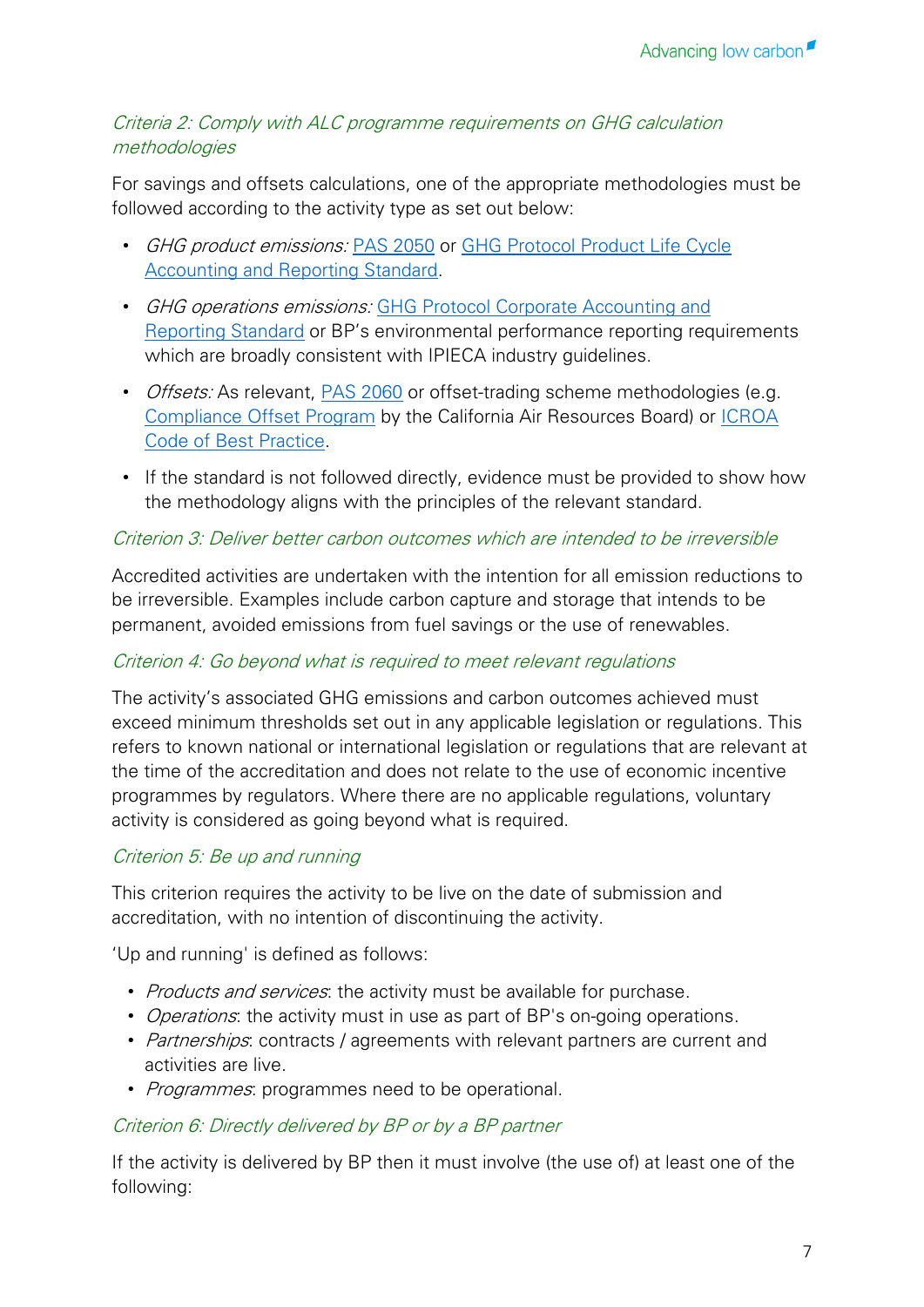### *Criteria 2: Comply with ALC programme requirements on GHG calculation methodologies*

For savings and offsets calculations, one of the appropriate methodologies must be followed according to the activity type as set out below:

- *GHG product emissions:* PAS 2050 or GHG Protocol Product Life Cycle Accounting and Reporting Standard.
- *GHG operations emissions:* GHG Protocol Corporate Accounting and Reporting Standard or BP's environmental performance reporting requirements which are broadly consistent with IPIECA industry guidelines.
- *Offsets:* As relevant, PAS 2060 or offset-trading scheme methodologies (e.g. Compliance Offset Program by the California Air Resources Board) or ICROA Code of Best Practice.
- If the standard is not followed directly, evidence must be provided to show how the methodology aligns with the principles of the relevant standard.

### *Criterion 3: Deliver better carbon outcomes which are intended to be irreversible*

Accredited activities are undertaken with the intention for all emission reductions to be irreversible. Examples include carbon capture and storage that intends to be permanent, avoided emissions from fuel savings or the use of renewables.

### *Criterion 4: Go beyond what is required to meet relevant regulations*

The activity's associated GHG emissions and carbon outcomes achieved must exceed minimum thresholds set out in any applicable legislation or regulations. This refers to known national or international legislation or regulations that are relevant at the time of the accreditation and does not relate to the use of economic incentive programmes by regulators. Where there are no applicable regulations, voluntary activity is considered as going beyond what is required.

### *Criterion 5: Be up and running*

This criterion requires the activity to be live on the date of submission and accreditation, with no intention of discontinuing the activity.

'Up and running' is defined as follows:

- *Products and services*: the activity must be available for purchase.
- *Operations*: the activity must in use as part of BP's on-going operations.
- *Partnerships*: contracts / agreements with relevant partners are current and activities are live.
- *Programmes*: programmes need to be operational.

### *Criterion 6: Directly delivered by BP or by a BP partner*

If the activity is delivered by BP then it must involve (the use of) at least one of the following: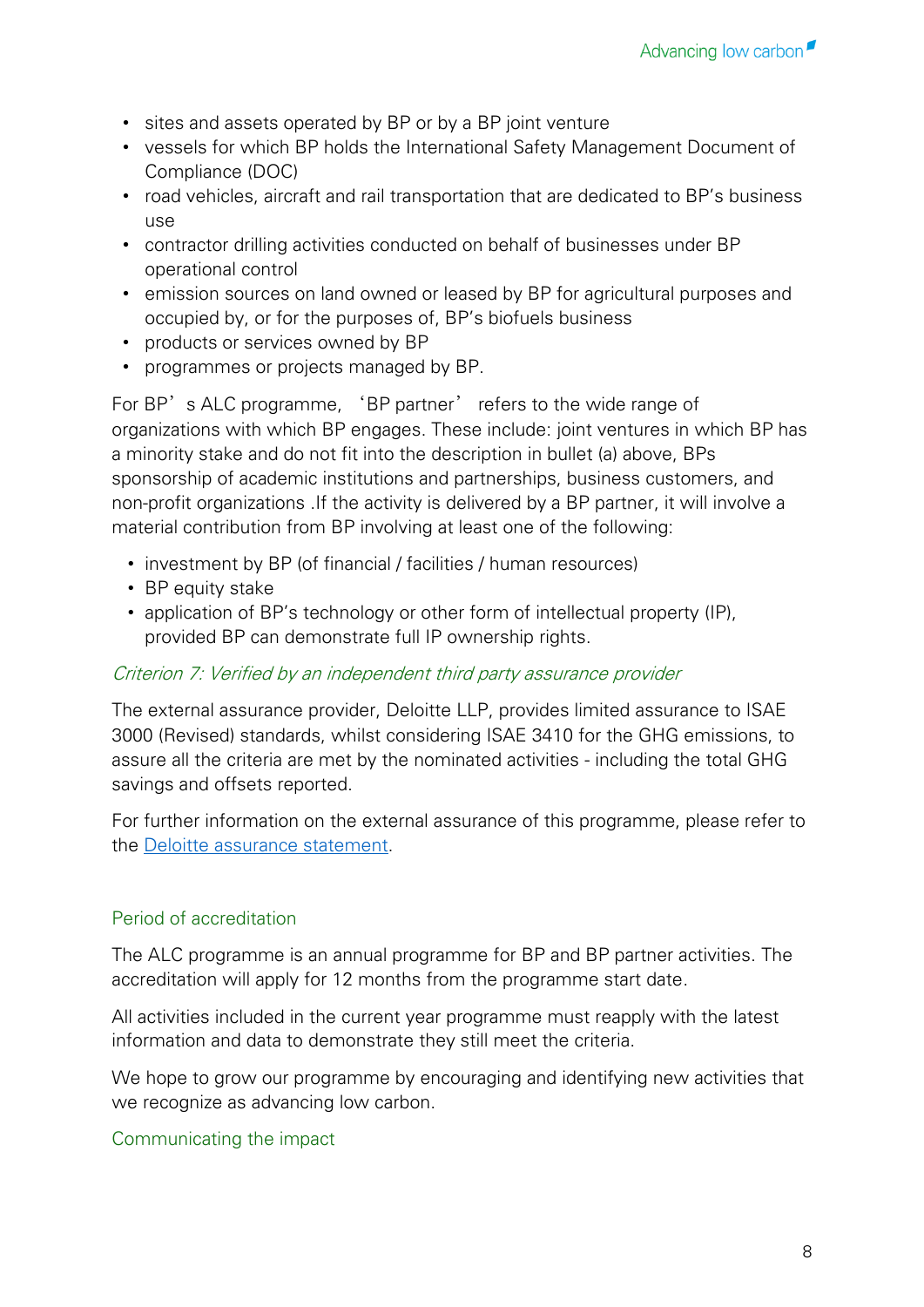- sites and assets operated by BP or by a BP joint venture
- vessels for which BP holds the International Safety Management Document of Compliance (DOC)
- road vehicles, aircraft and rail transportation that are dedicated to BP's business use
- contractor drilling activities conducted on behalf of businesses under BP operational control
- emission sources on land owned or leased by BP for agricultural purposes and occupied by, or for the purposes of, BP's biofuels business
- products or services owned by BP
- programmes or projects managed by BP.

For BP's ALC programme, 'BP partner' refers to the wide range of organizations with which BP engages. These include: joint ventures in which BP has a minority stake and do not fit into the description in bullet (a) above, BPs sponsorship of academic institutions and partnerships, business customers, and non-profit organizations .If the activity is delivered by a BP partner, it will involve a material contribution from BP involving at least one of the following:

- investment by BP (of financial / facilities / human resources)
- BP equity stake
- application of BP's technology or other form of intellectual property (IP), provided BP can demonstrate full IP ownership rights.

*Criterion 7: Verified by an independent third party assurance provider*

The external assurance provider, Deloitte LLP, provides limited assurance to ISAE 3000 (Revised) standards, whilst considering ISAE 3410 for the GHG emissions, to assure all the criteria are met by the nominated activities - including the total GHG savings and offsets reported.

For further information on the external assurance of this programme, please refer to the Deloitte assurance statement.

## Period of accreditation

The ALC programme is an annual programme for BP and BP partner activities. The accreditation will apply for 12 months from the programme start date.

All activities included in the current year programme must reapply with the latest information and data to demonstrate they still meet the criteria.

We hope to grow our programme by encouraging and identifying new activities that we recognize as advancing low carbon.

## Communicating the impact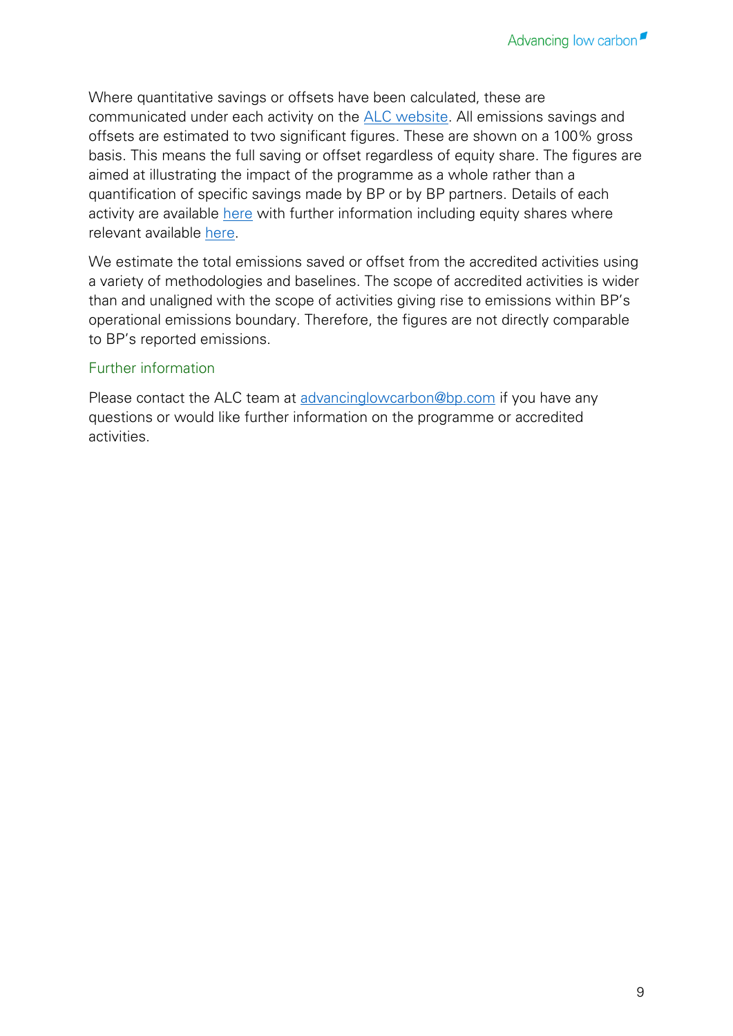Where quantitative savings or offsets have been calculated, these are communicated under each activity on the ALC website. All emissions savings and offsets are estimated to two significant figures. These are shown on a 100% gross basis. This means the full saving or offset regardless of equity share. The figures are aimed at illustrating the impact of the programme as a whole rather than a quantification of specific savings made by BP or by BP partners. Details of each activity are available here with further information including equity shares where relevant available here.

We estimate the total emissions saved or offset from the accredited activities using a variety of methodologies and baselines. The scope of accredited activities is wider than and unaligned with the scope of activities giving rise to emissions within BP's operational emissions boundary. Therefore, the figures are not directly comparable to BP's reported emissions.

## Further information

Please contact the ALC team at advancinglowcarbon@bp.com if you have any questions or would like further information on the programme or accredited activities.